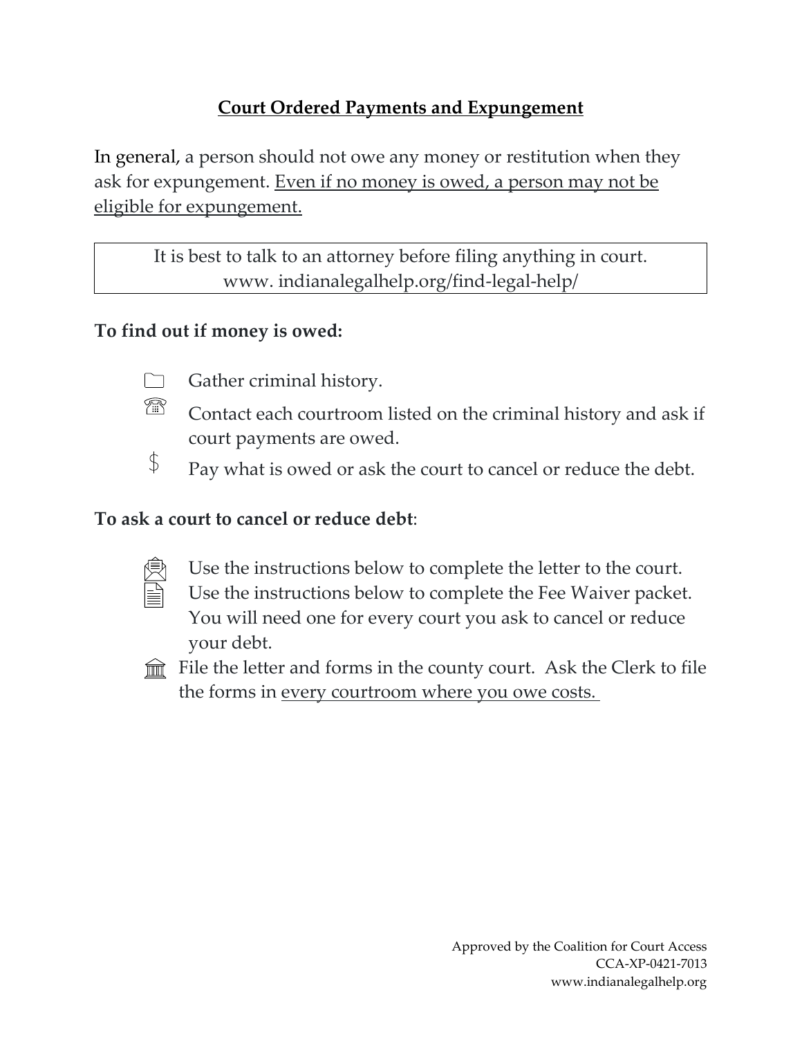# Court Ordered Payments and Expungement

In general, a person should not owe any money or restitution when they ask for expungement. Even if no money is owed, a person may not be eligible for expungement.

| It is best to talk to an attorney before filing anything in court. www. indianalegalhelp.org/find-legal-help/ |
| --- |

**To find out if money is owed:**

- Gather criminal history.
- Contact each courtroom listed on the criminal history and ask if court payments are owed.
- Pay what is owed or ask the court to cancel or reduce the debt.

**To ask a court to cancel or reduce debt**:

- Use the instructions below to complete the letter to the court.
- Use the instructions below to complete the Fee Waiver packet. You will need one for every court you ask to cancel or reduce your debt.
- File the letter and forms in the county court. Ask the Clerk to file the forms in every courtroom where you owe costs.

Approved by the Coalition for Court Access
CCA-XP-0421-7013
www.indianalegalhelp.org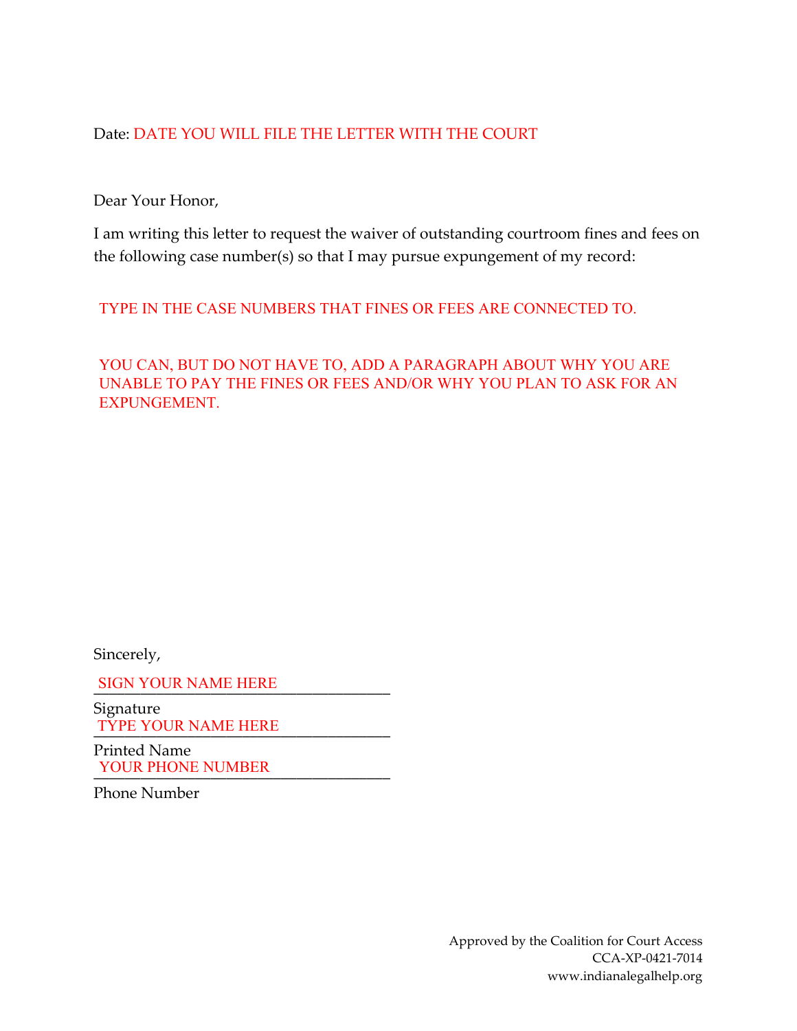Date: DATE YOU WILL FILE THE LETTER WITH THE COURT

Dear Your Honor,

I am writing this letter to request the waiver of outstanding courtroom fines and fees on the following case number(s) so that I may pursue expungement of my record:

TYPE IN THE CASE NUMBERS THAT FINES OR FEES ARE CONNECTED TO.

YOU CAN, BUT DO NOT HAVE TO, ADD A PARAGRAPH ABOUT WHY YOU ARE UNABLE TO PAY THE FINES OR FEES AND/OR WHY YOU PLAN TO ASK FOR AN EXPUNGEMENT.

Sincerely,

SIGN YOUR NAME HERE
_________________________________
Signature

TYPE YOUR NAME HERE
_________________________________
Printed Name

YOUR PHONE NUMBER
_________________________________
Phone Number

Approved by the Coalition for Court Access
CCA-XP-0421-7014
www.indianalegalhelp.org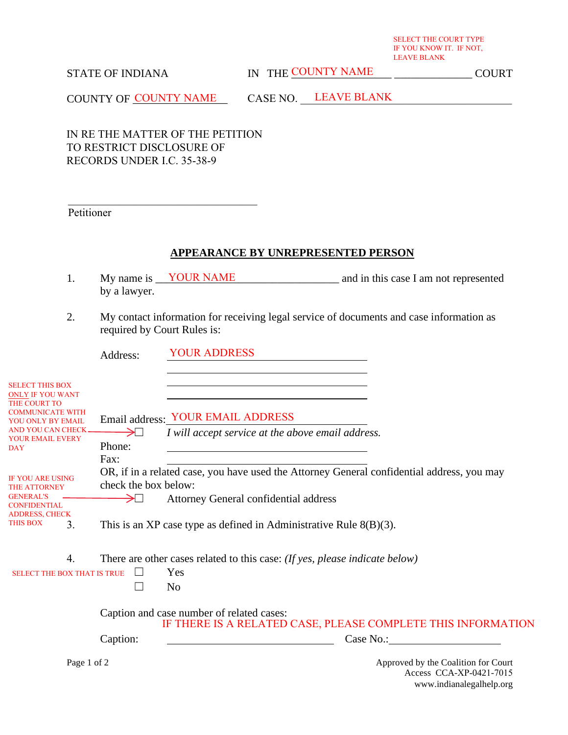SELECT THE COURT TYPE IF YOU KNOW IT. IF NOT, LEAVE BLANK

STATE OF INDIANA IN THE COUNTY NAME ______________ COURT

COUNTY OF COUNTY NAME CASE NO. LEAVE BLANK

IN RE THE MATTER OF THE PETITION
TO RESTRICT DISCLOSURE OF
RECORDS UNDER I.C. 35-38-9

___________________________________
Petitioner

## APPEARANCE BY UNREPRESENTED PERSON

1. My name is YOUR NAME ____________________ and in this case I am not represented by a lawyer.

2. My contact information for receiving legal service of documents and case information as required by Court Rules is:

   Address: YOUR ADDRESS
   ___________________________________
   ___________________________________
   ___________________________________

   Email address: YOUR EMAIL ADDRESS

   SELECT THIS BOX ONLY IF YOU WANT THE COURT TO COMMUNICATE WITH YOU ONLY BY EMAIL AND YOU CAN CHECK YOUR EMAIL EVERY DAY → ☐ *I will accept service at the above email address.*

   Phone: ___________________________________
   Fax: ___________________________________

   OR, if in a related case, you have used the Attorney General confidential address, you may check the box below:

   IF YOU ARE USING THE ATTORNEY GENERAL'S CONFIDENTIAL ADDRESS, CHECK THIS BOX → ☐ Attorney General confidential address

3. This is an XP case type as defined in Administrative Rule 8(B)(3).

4. There are other cases related to this case: *(If yes, please indicate below)*

   SELECT THE BOX THAT IS TRUE
   ☐ Yes
   ☐ No

   Caption and case number of related cases:
   IF THERE IS A RELATED CASE, PLEASE COMPLETE THIS INFORMATION

   Caption: ______________________________ Case No.: ____________________

Approved by the Coalition for Court Access CCA-XP-0421-7015
www.indianalegalhelp.org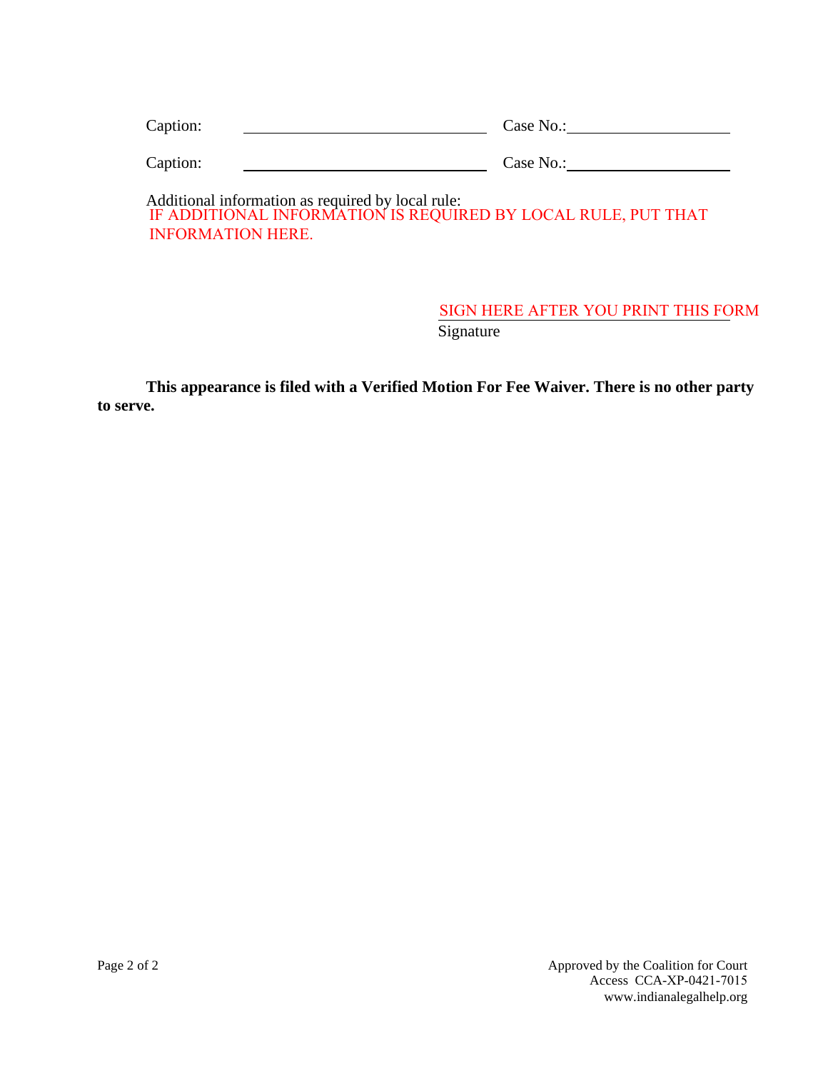Caption: ______________________________ Case No.: ____________________

Caption: ______________________________ Case No.: ____________________

Additional information as required by local rule:
IF ADDITIONAL INFORMATION IS REQUIRED BY LOCAL RULE, PUT THAT INFORMATION HERE.

SIGN HERE AFTER YOU PRINT THIS FORM
Signature

**This appearance is filed with a Verified Motion For Fee Waiver. There is no other party to serve.**

Approved by the Coalition for Court Access CCA-XP-0421-7015
www.indianalegalhelp.org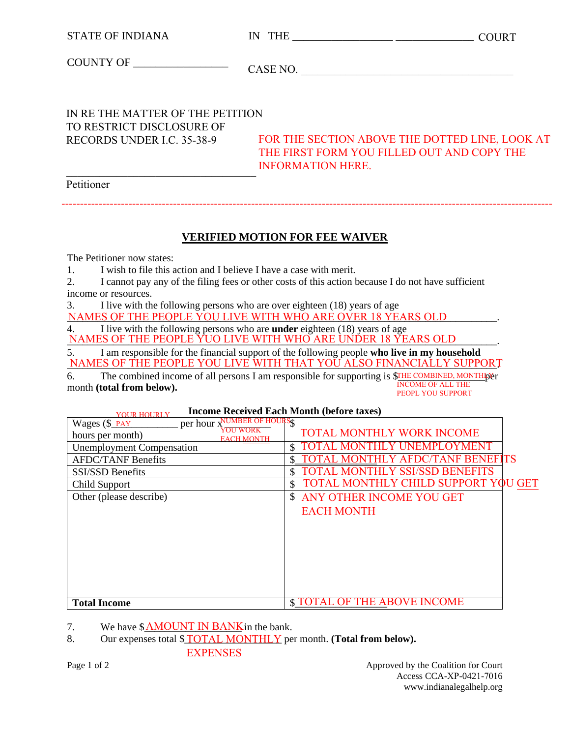STATE OF INDIANA　　　　　　　　IN THE _________________ _____________ COURT

COUNTY OF _________________　　　　CASE NO. ______________________________________

IN RE THE MATTER OF THE PETITION
TO RESTRICT DISCLOSURE OF
RECORDS UNDER I.C. 35-38-9

FOR THE SECTION ABOVE THE DOTTED LINE, LOOK AT THE FIRST FORM YOU FILLED OUT AND COPY THE INFORMATION HERE.

___________________________________
Petitioner

---

## VERIFIED MOTION FOR FEE WAIVER

The Petitioner now states:

1. I wish to file this action and I believe I have a case with merit.
2. I cannot pay any of the filing fees or other costs of this action because I do not have sufficient income or resources.
3. I live with the following persons who are over eighteen (18) years of age
NAMES OF THE PEOPLE YOU LIVE WITH WHO ARE OVER 18 YEARS OLD__________.
4. I live with the following persons who are **under** eighteen (18) years of age
NAMES OF THE PEOPLE YUO LIVE WITH WHO ARE UNDER 18 YEARS OLD_________.
5. I am responsible for the financial support of the following people **who live in my household**
NAMES OF THE PEOPLE YOU LIVE WITH THAT YOU ALSO FINANCIALLY SUPPORT.
6. The combined income of all persons I am responsible for supporting is $THE COMBINED, MONTHLY INCOME OF ALL THE PEOPL YOU SUPPORT per month **(total from below).**

**Income Received Each Month (before taxes)**

| | |
|---|---|
| Wages ($YOUR HOURLY PAY__________ per hour x NUMBER OF HOURS YOU WORK EACH MONTH hours per month) | $ TOTAL MONTHLY WORK INCOME |
| Unemployment Compensation | $ TOTAL MONTHLY UNEMPLOYMENT |
| AFDC/TANF Benefits | $ TOTAL MONTHLY AFDC/TANF BENEFITS |
| SSI/SSD Benefits | $ TOTAL MONTHLY SSI/SSD BENEFITS |
| Child Support | $ TOTAL MONTHLY CHILD SUPPORT YOU GET |
| Other (please describe) | $ ANY OTHER INCOME YOU GET EACH MONTH |
| **Total Income** | $ TOTAL OF THE ABOVE INCOME |

7. We have $AMOUNT IN BANK in the bank.
8. Our expenses total $TOTAL MONTHLY EXPENSES per month. **(Total from below).**

Approved by the Coalition for Court Access CCA-XP-0421-7016
www.indianalegalhelp.org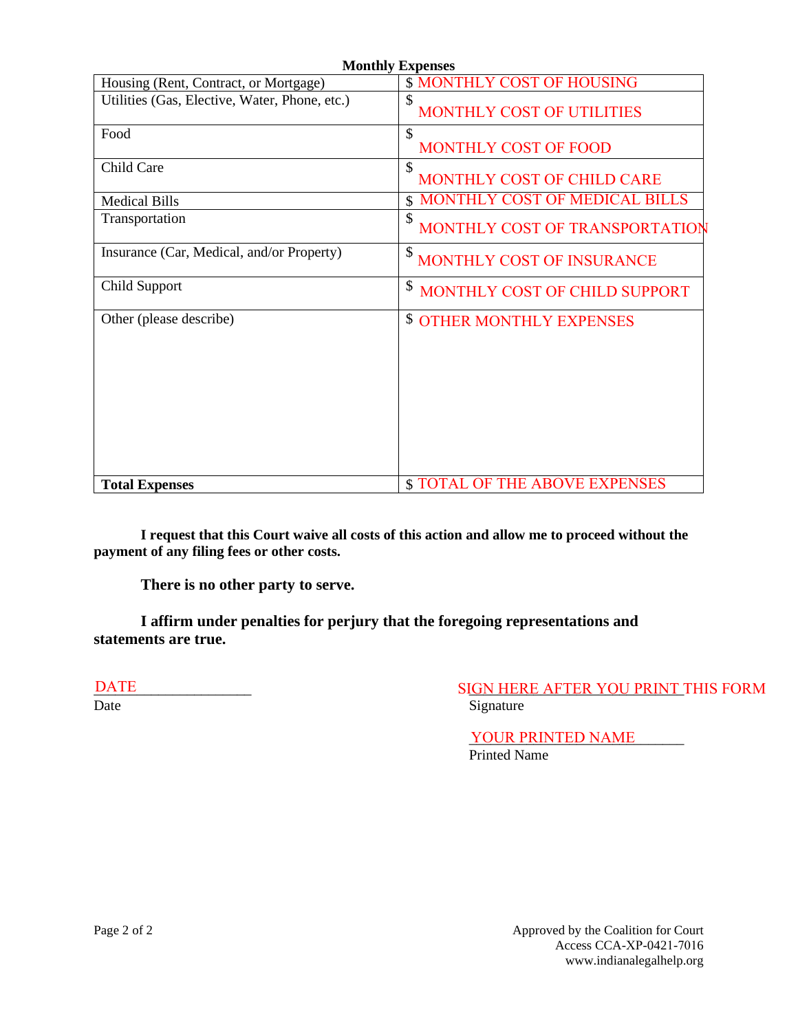**Monthly Expenses**

| Housing (Rent, Contract, or Mortgage) | $ MONTHLY COST OF HOUSING |
|---|---|
| Utilities (Gas, Elective, Water, Phone, etc.) | $ MONTHLY COST OF UTILITIES |
| Food | $ MONTHLY COST OF FOOD |
| Child Care | $ MONTHLY COST OF CHILD CARE |
| Medical Bills | $ MONTHLY COST OF MEDICAL BILLS |
| Transportation | $ MONTHLY COST OF TRANSPORTATION |
| Insurance (Car, Medical, and/or Property) | $ MONTHLY COST OF INSURANCE |
| Child Support | $ MONTHLY COST OF CHILD SUPPORT |
| Other (please describe) | $ OTHER MONTHLY EXPENSES |
| **Total Expenses** | $ TOTAL OF THE ABOVE EXPENSES |

**I request that this Court waive all costs of this action and allow me to proceed without the payment of any filing fees or other costs.**

**There is no other party to serve.**

**I affirm under penalties for perjury that the foregoing representations and statements are true.**

DATE\_\_\_\_\_\_\_\_\_\_\_\_\_\_\_\_
Date

SIGN HERE AFTER YOU PRINT THIS FORM
Signature

YOUR PRINTED NAME\_\_\_\_\_\_\_
Printed Name

Approved by the Coalition for Court Access CCA-XP-0421-7016
www.indianalegalhelp.org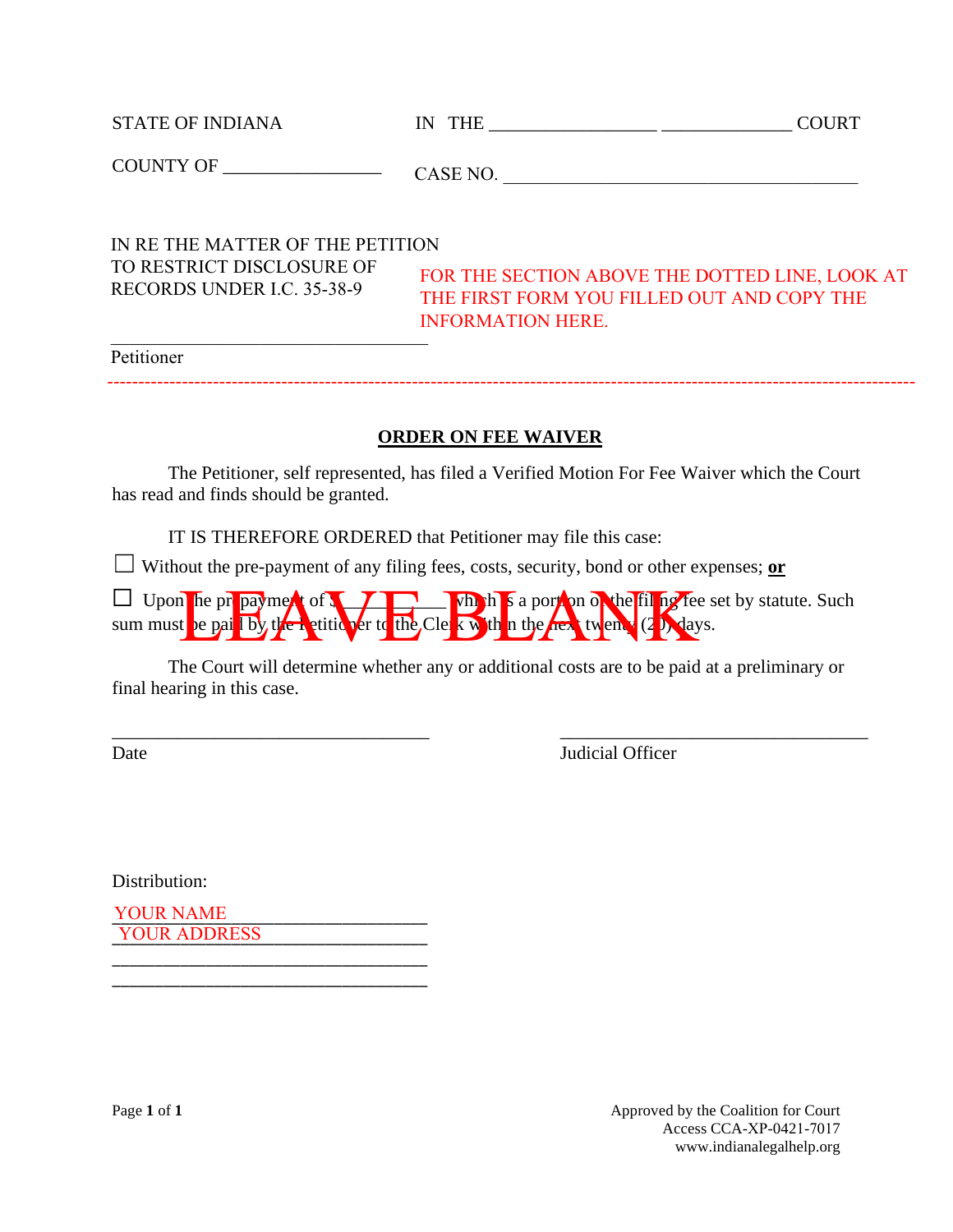STATE OF INDIANA IN THE _________________ _____________ COURT

COUNTY OF ________________ CASE NO. ____________________________________

IN RE THE MATTER OF THE PETITION TO RESTRICT DISCLOSURE OF RECORDS UNDER I.C. 35-38-9

FOR THE SECTION ABOVE THE DOTTED LINE, LOOK AT THE FIRST FORM YOU FILLED OUT AND COPY THE INFORMATION HERE.

________________________________

Petitioner

---

## ORDER ON FEE WAIVER

The Petitioner, self represented, has filed a Verified Motion For Fee Waiver which the Court has read and finds should be granted.

IT IS THEREFORE ORDERED that Petitioner may file this case:

☐ Without the pre-payment of any filing fees, costs, security, bond or other expenses; **or**

☐ Upon the pre-payment of $__________ which is a portion of the filing fee set by statute. Such sum must be paid by the Petitioner to the Clerk within the next twenty (20) days.

LEAVE BLANK

The Court will determine whether any or additional costs are to be paid at a preliminary or final hearing in this case.

________________________________ ________________________________

Date Judicial Officer

Distribution:

YOUR NAME________________________
YOUR ADDRESS______________________
________________________________
________________________________

Approved by the Coalition for Court Access CCA-XP-0421-7017
www.indianalegalhelp.org